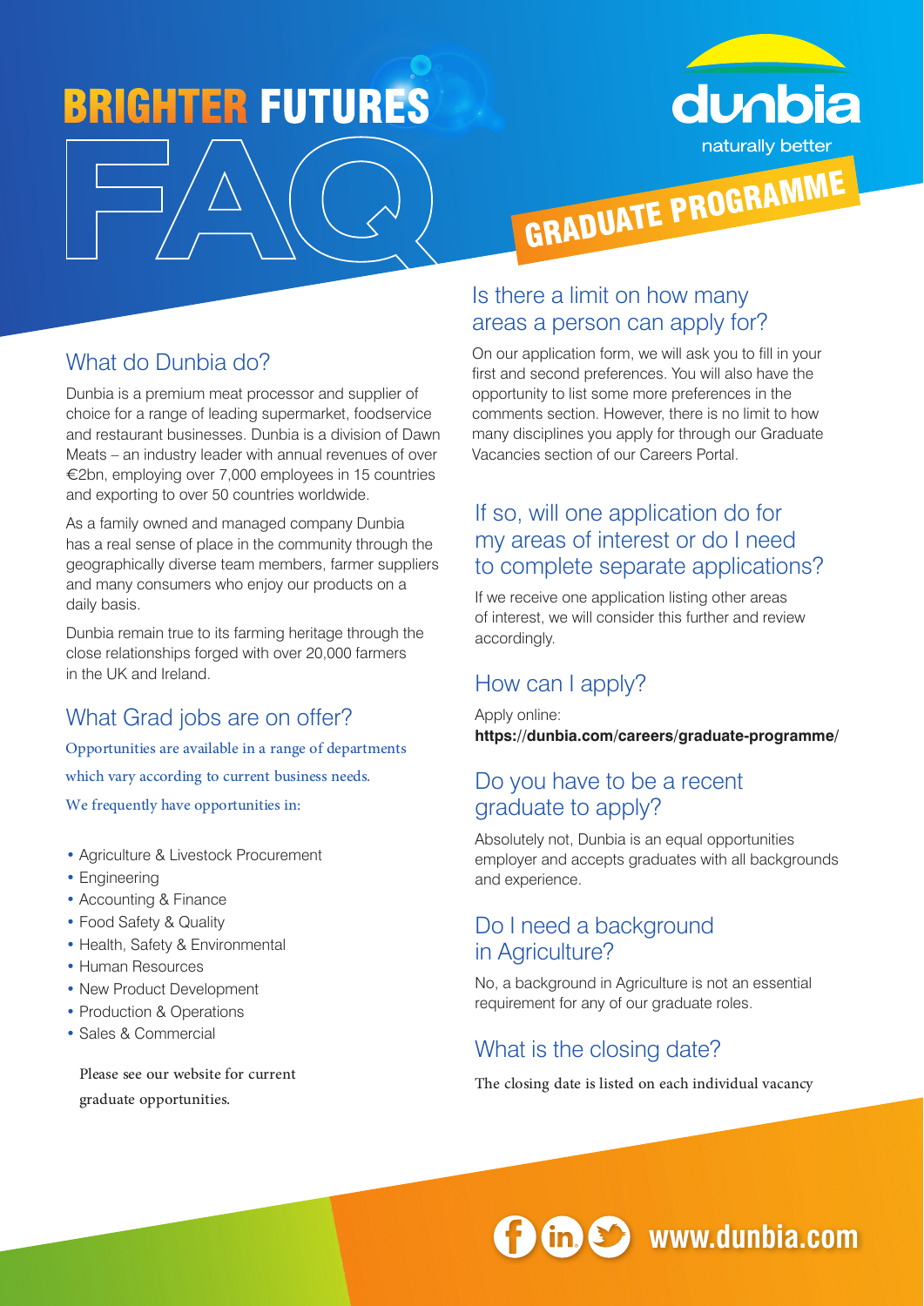# BRIGHTER FUTURES FAQ

dunbia
naturally better

## GRADUATE PROGRAMME

## What do Dunbia do?

Dunbia is a premium meat processor and supplier of choice for a range of leading supermarket, foodservice and restaurant businesses. Dunbia is a division of Dawn Meats – an industry leader with annual revenues of over €2bn, employing over 7,000 employees in 15 countries and exporting to over 50 countries worldwide.

As a family owned and managed company Dunbia has a real sense of place in the community through the geographically diverse team members, farmer suppliers and many consumers who enjoy our products on a daily basis.

Dunbia remain true to its farming heritage through the close relationships forged with over 20,000 farmers in the UK and Ireland.

## What Grad jobs are on offer?

Opportunities are available in a range of departments which vary according to current business needs.

We frequently have opportunities in:

- Agriculture & Livestock Procurement
- Engineering
- Accounting & Finance
- Food Safety & Quality
- Health, Safety & Environmental
- Human Resources
- New Product Development
- Production & Operations
- Sales & Commercial

Please see our website for current graduate opportunities.

## Is there a limit on how many areas a person can apply for?

On our application form, we will ask you to fill in your first and second preferences. You will also have the opportunity to list some more preferences in the comments section. However, there is no limit to how many disciplines you apply for through our Graduate Vacancies section of our Careers Portal.

## If so, will one application do for my areas of interest or do I need to complete separate applications?

If we receive one application listing other areas of interest, we will consider this further and review accordingly.

## How can I apply?

Apply online:
**https://dunbia.com/careers/graduate-programme/**

## Do you have to be a recent graduate to apply?

Absolutely not, Dunbia is an equal opportunities employer and accepts graduates with all backgrounds and experience.

## Do I need a background in Agriculture?

No, a background in Agriculture is not an essential requirement for any of our graduate roles.

## What is the closing date?

The closing date is listed on each individual vacancy

www.dunbia.com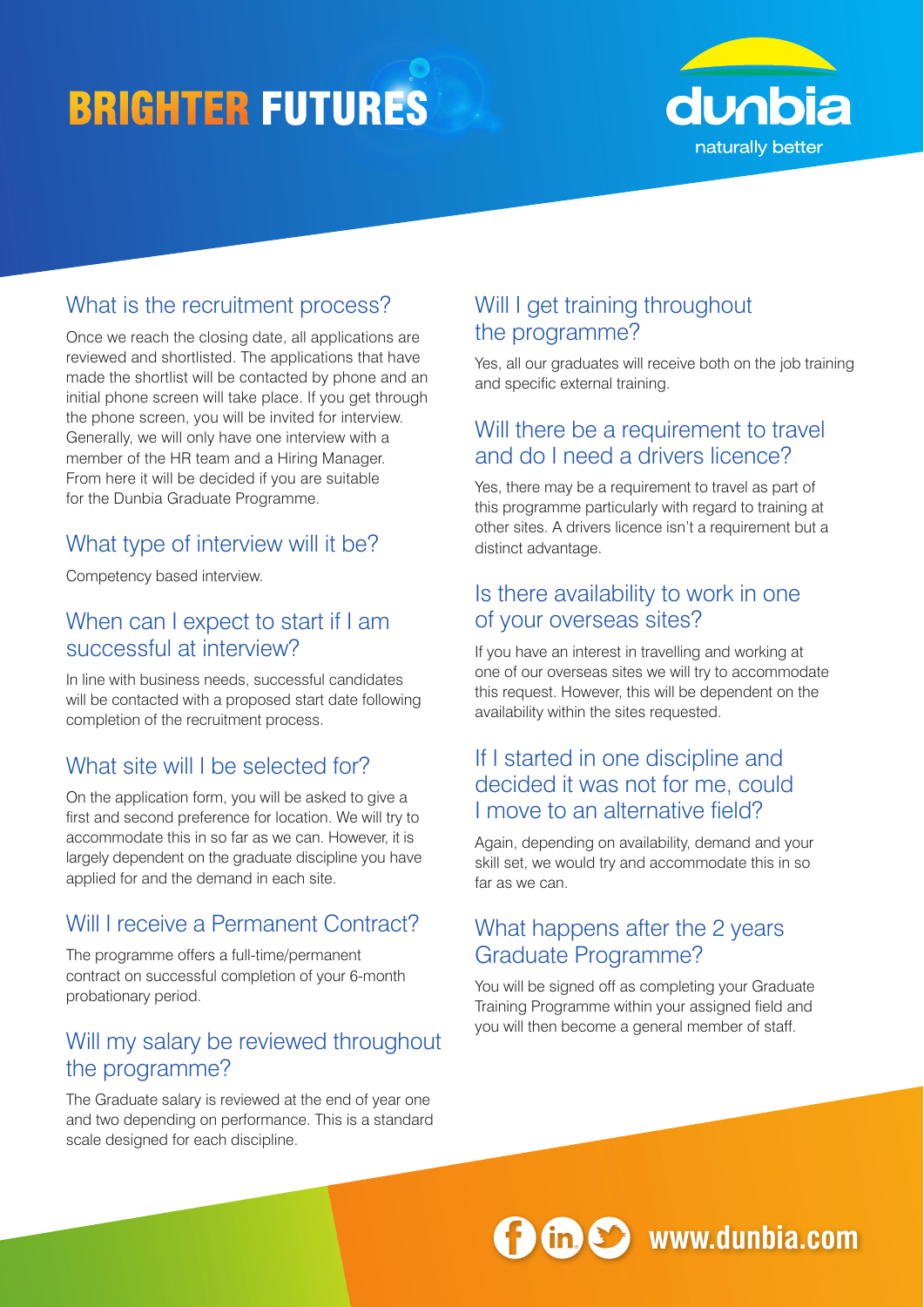# BRIGHTER FUTURES

dunbia
naturally better

## What is the recruitment process?

Once we reach the closing date, all applications are reviewed and shortlisted. The applications that have made the shortlist will be contacted by phone and an initial phone screen will take place. If you get through the phone screen, you will be invited for interview. Generally, we will only have one interview with a member of the HR team and a Hiring Manager. From here it will be decided if you are suitable for the Dunbia Graduate Programme.

## What type of interview will it be?

Competency based interview.

## When can I expect to start if I am successful at interview?

In line with business needs, successful candidates will be contacted with a proposed start date following completion of the recruitment process.

## What site will I be selected for?

On the application form, you will be asked to give a first and second preference for location. We will try to accommodate this in so far as we can. However, it is largely dependent on the graduate discipline you have applied for and the demand in each site.

## Will I receive a Permanent Contract?

The programme offers a full-time/permanent contract on successful completion of your 6-month probationary period.

## Will my salary be reviewed throughout the programme?

The Graduate salary is reviewed at the end of year one and two depending on performance. This is a standard scale designed for each discipline.

## Will I get training throughout the programme?

Yes, all our graduates will receive both on the job training and specific external training.

## Will there be a requirement to travel and do I need a drivers licence?

Yes, there may be a requirement to travel as part of this programme particularly with regard to training at other sites. A drivers licence isn't a requirement but a distinct advantage.

## Is there availability to work in one of your overseas sites?

If you have an interest in travelling and working at one of our overseas sites we will try to accommodate this request. However, this will be dependent on the availability within the sites requested.

## If I started in one discipline and decided it was not for me, could I move to an alternative field?

Again, depending on availability, demand and your skill set, we would try and accommodate this in so far as we can.

## What happens after the 2 years Graduate Programme?

You will be signed off as completing your Graduate Training Programme within your assigned field and you will then become a general member of staff.

www.dunbia.com